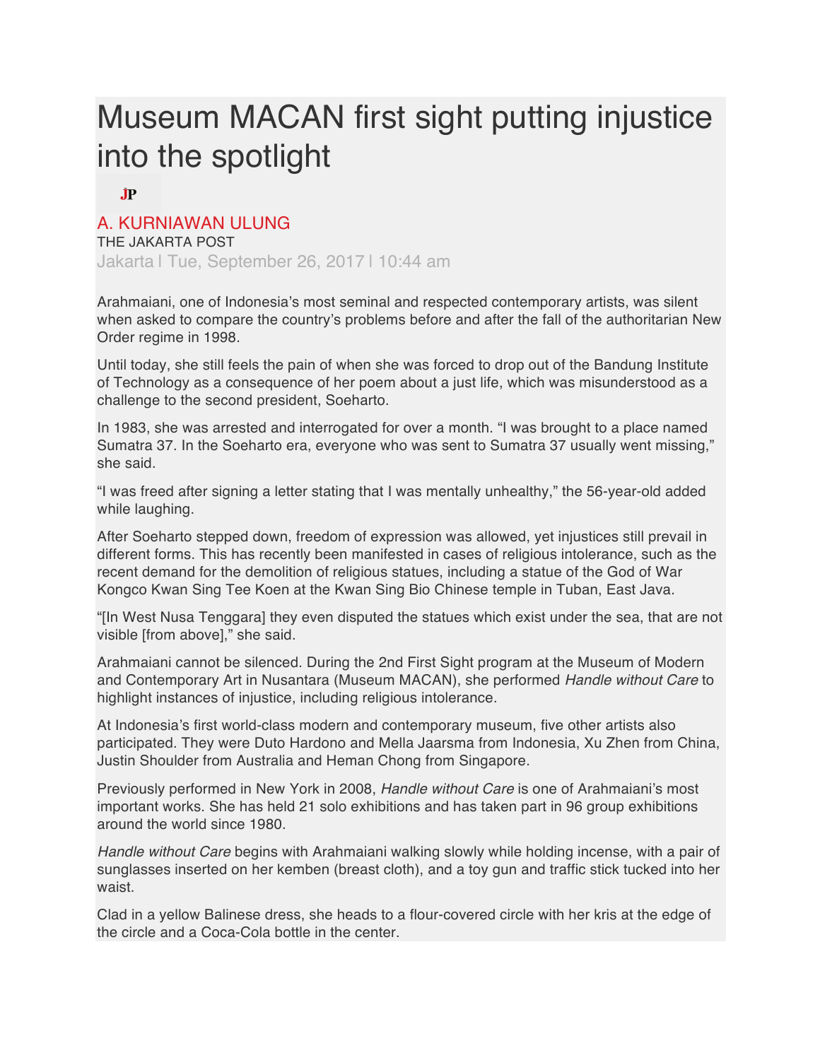# Museum MACAN first sight putting injustice into the spotlight

JP

A. KURNIAWAN ULUNG

THE JAKARTA POST

Jakarta | Tue, September 26, 2017 | 10:44 am

Arahmaiani, one of Indonesia's most seminal and respected contemporary artists, was silent when asked to compare the country's problems before and after the fall of the authoritarian New Order regime in 1998.

Until today, she still feels the pain of when she was forced to drop out of the Bandung Institute of Technology as a consequence of her poem about a just life, which was misunderstood as a challenge to the second president, Soeharto.

In 1983, she was arrested and interrogated for over a month. "I was brought to a place named Sumatra 37. In the Soeharto era, everyone who was sent to Sumatra 37 usually went missing," she said.

"I was freed after signing a letter stating that I was mentally unhealthy," the 56-year-old added while laughing.

After Soeharto stepped down, freedom of expression was allowed, yet injustices still prevail in different forms. This has recently been manifested in cases of religious intolerance, such as the recent demand for the demolition of religious statues, including a statue of the God of War Kongco Kwan Sing Tee Koen at the Kwan Sing Bio Chinese temple in Tuban, East Java.

"[In West Nusa Tenggara] they even disputed the statues which exist under the sea, that are not visible [from above]," she said.

Arahmaiani cannot be silenced. During the 2nd First Sight program at the Museum of Modern and Contemporary Art in Nusantara (Museum MACAN), she performed *Handle without Care* to highlight instances of injustice, including religious intolerance.

At Indonesia's first world-class modern and contemporary museum, five other artists also participated. They were Duto Hardono and Mella Jaarsma from Indonesia, Xu Zhen from China, Justin Shoulder from Australia and Heman Chong from Singapore.

Previously performed in New York in 2008, *Handle without Care* is one of Arahmaiani's most important works. She has held 21 solo exhibitions and has taken part in 96 group exhibitions around the world since 1980.

*Handle without Care* begins with Arahmaiani walking slowly while holding incense, with a pair of sunglasses inserted on her kemben (breast cloth), and a toy gun and traffic stick tucked into her waist.

Clad in a yellow Balinese dress, she heads to a flour-covered circle with her kris at the edge of the circle and a Coca-Cola bottle in the center.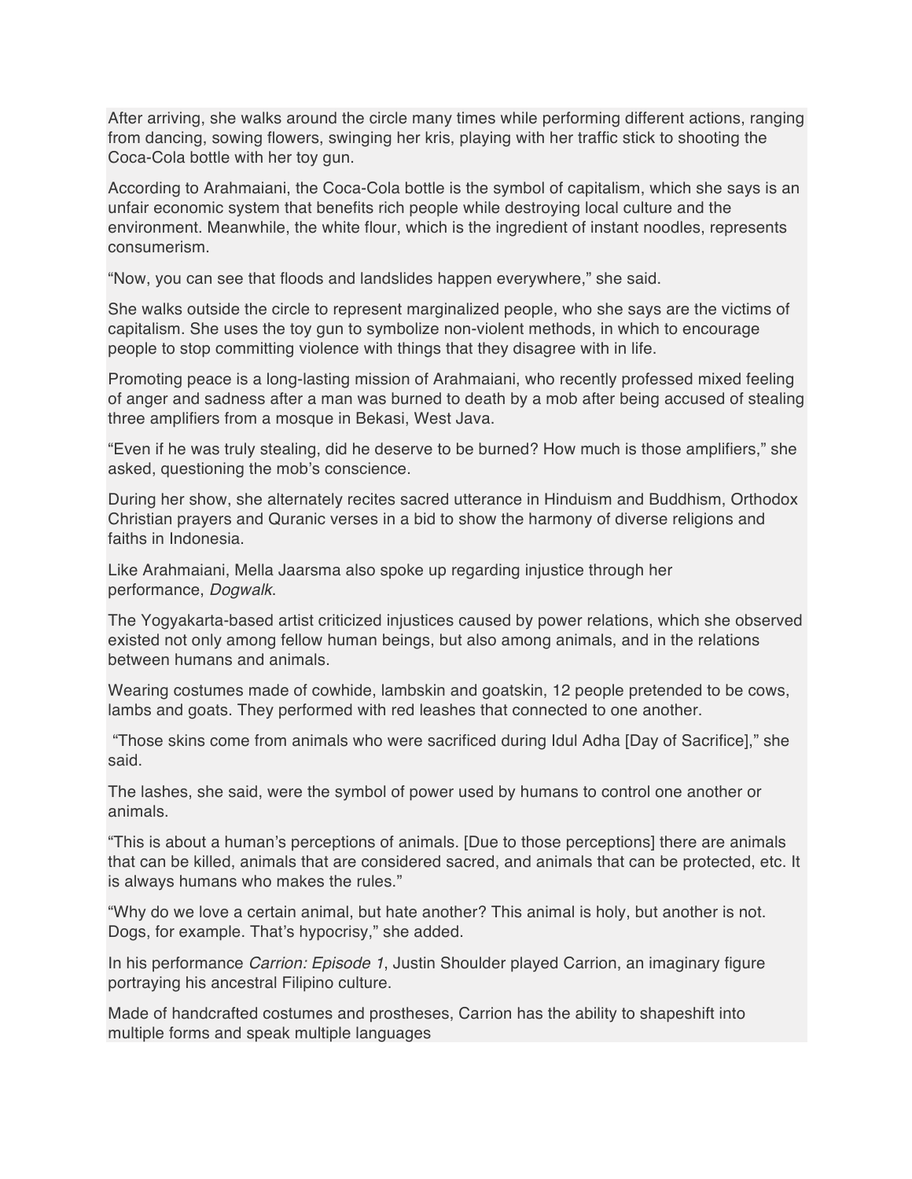After arriving, she walks around the circle many times while performing different actions, ranging from dancing, sowing flowers, swinging her kris, playing with her traffic stick to shooting the Coca-Cola bottle with her toy gun.

According to Arahmaiani, the Coca-Cola bottle is the symbol of capitalism, which she says is an unfair economic system that benefits rich people while destroying local culture and the environment. Meanwhile, the white flour, which is the ingredient of instant noodles, represents consumerism.

“Now, you can see that floods and landslides happen everywhere,” she said.

She walks outside the circle to represent marginalized people, who she says are the victims of capitalism. She uses the toy gun to symbolize non-violent methods, in which to encourage people to stop committing violence with things that they disagree with in life.

Promoting peace is a long-lasting mission of Arahmaiani, who recently professed mixed feeling of anger and sadness after a man was burned to death by a mob after being accused of stealing three amplifiers from a mosque in Bekasi, West Java.

“Even if he was truly stealing, did he deserve to be burned? How much is those amplifiers,” she asked, questioning the mob’s conscience.

During her show, she alternately recites sacred utterance in Hinduism and Buddhism, Orthodox Christian prayers and Quranic verses in a bid to show the harmony of diverse religions and faiths in Indonesia.

Like Arahmaiani, Mella Jaarsma also spoke up regarding injustice through her performance, *Dogwalk*.

The Yogyakarta-based artist criticized injustices caused by power relations, which she observed existed not only among fellow human beings, but also among animals, and in the relations between humans and animals.

Wearing costumes made of cowhide, lambskin and goatskin, 12 people pretended to be cows, lambs and goats. They performed with red leashes that connected to one another.

“Those skins come from animals who were sacrificed during Idul Adha [Day of Sacrifice],” she said.

The lashes, she said, were the symbol of power used by humans to control one another or animals.

“This is about a human’s perceptions of animals. [Due to those perceptions] there are animals that can be killed, animals that are considered sacred, and animals that can be protected, etc. It is always humans who makes the rules.”

“Why do we love a certain animal, but hate another? This animal is holy, but another is not. Dogs, for example. That’s hypocrisy,” she added.

In his performance *Carrion: Episode 1*, Justin Shoulder played Carrion, an imaginary figure portraying his ancestral Filipino culture.

Made of handcrafted costumes and prostheses, Carrion has the ability to shapeshift into multiple forms and speak multiple languages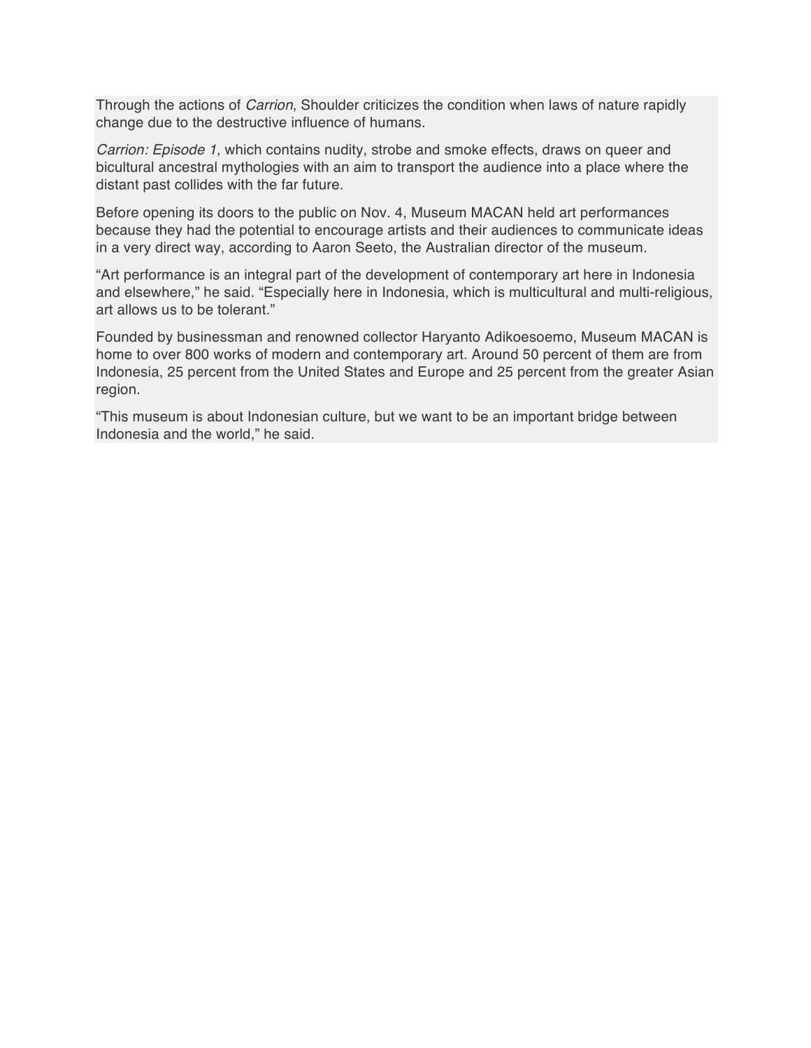Through the actions of *Carrion*, Shoulder criticizes the condition when laws of nature rapidly change due to the destructive influence of humans.

*Carrion: Episode 1*, which contains nudity, strobe and smoke effects, draws on queer and bicultural ancestral mythologies with an aim to transport the audience into a place where the distant past collides with the far future.

Before opening its doors to the public on Nov. 4, Museum MACAN held art performances because they had the potential to encourage artists and their audiences to communicate ideas in a very direct way, according to Aaron Seeto, the Australian director of the museum.

“Art performance is an integral part of the development of contemporary art here in Indonesia and elsewhere,” he said. “Especially here in Indonesia, which is multicultural and multi-religious, art allows us to be tolerant.”

Founded by businessman and renowned collector Haryanto Adikoesoemo, Museum MACAN is home to over 800 works of modern and contemporary art. Around 50 percent of them are from Indonesia, 25 percent from the United States and Europe and 25 percent from the greater Asian region.

“This museum is about Indonesian culture, but we want to be an important bridge between Indonesia and the world,” he said.